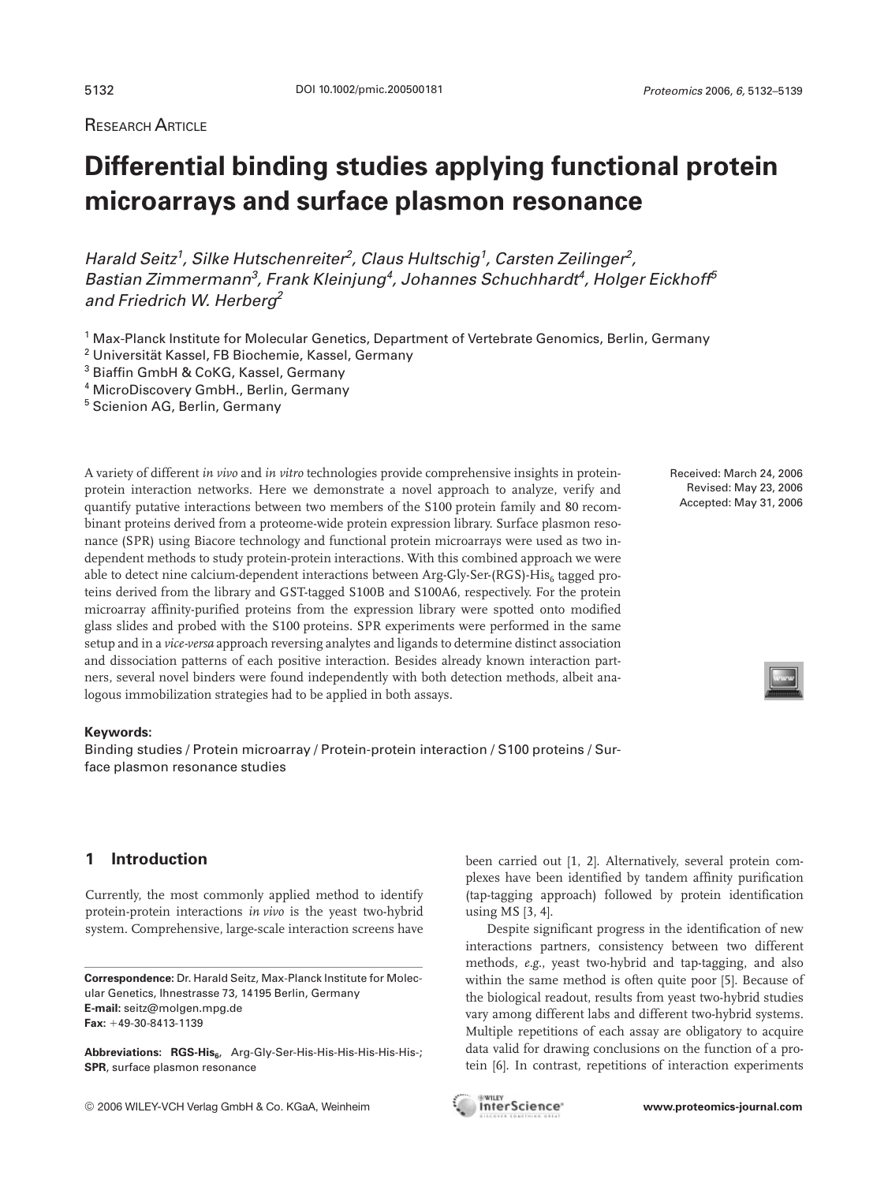Research Article

# Differential binding studies applying functional protein microarrays and surface plasmon resonance

*Harald Seitz[1], Silke Hutschenreiter[2], Claus Hultschig[1], Carsten Zeilinger[2], Bastian Zimmermann[3], Frank Kleinjung[4], Johannes Schuchhardt[4], Holger Eickhoff[5] and Friedrich W. Herberg[2]*

[1] Max-Planck Institute for Molecular Genetics, Department of Vertebrate Genomics, Berlin, Germany
[2] Universität Kassel, FB Biochemie, Kassel, Germany
[3] Biaffin GmbH & CoKG, Kassel, Germany
[4] MicroDiscovery GmbH., Berlin, Germany
[5] Scienion AG, Berlin, Germany

Received: March 24, 2006
Revised: May 23, 2006
Accepted: May 31, 2006

A variety of different *in vivo* and *in vitro* technologies provide comprehensive insights in protein-protein interaction networks. Here we demonstrate a novel approach to analyze, verify and quantify putative interactions between two members of the S100 protein family and 80 recombinant proteins derived from a proteome-wide protein expression library. Surface plasmon resonance (SPR) using Biacore technology and functional protein microarrays were used as two independent methods to study protein-protein interactions. With this combined approach we were able to detect nine calcium-dependent interactions between Arg-Gly-Ser-(RGS)-$His_6$ tagged proteins derived from the library and GST-tagged S100B and S100A6, respectively. For the protein microarray affinity-purified proteins from the expression library were spotted onto modified glass slides and probed with the S100 proteins. SPR experiments were performed in the same setup and in a *vice-versa* approach reversing analytes and ligands to determine distinct association and dissociation patterns of each positive interaction. Besides already known interaction partners, several novel binders were found independently with both detection methods, albeit analogous immobilization strategies had to be applied in both assays.

**Keywords:**
Binding studies / Protein microarray / Protein-protein interaction / S100 proteins / Surface plasmon resonance studies

## 1 Introduction

Currently, the most commonly applied method to identify protein-protein interactions *in vivo* is the yeast two-hybrid system. Comprehensive, large-scale interaction screens have been carried out [1, 2]. Alternatively, several protein complexes have been identified by tandem affinity purification (tap-tagging approach) followed by protein identification using MS [3, 4].

Despite significant progress in the identification of new interactions partners, consistency between two different methods, *e.g.*, yeast two-hybrid and tap-tagging, and also within the same method is often quite poor [5]. Because of the biological readout, results from yeast two-hybrid studies vary among different labs and different two-hybrid systems. Multiple repetitions of each assay are obligatory to acquire data valid for drawing conclusions on the function of a protein [6]. In contrast, repetitions of interaction experiments

**Correspondence:** Dr. Harald Seitz, Max-Planck Institute for Molecular Genetics, Ihnestrasse 73, 14195 Berlin, Germany
**E-mail:** seitz@molgen.mpg.de
**Fax:** +49-30-8413-1139

**Abbreviations: RGS-$His_6$,** Arg-Gly-Ser-His-His-His-His-His-His-; **SPR**, surface plasmon resonance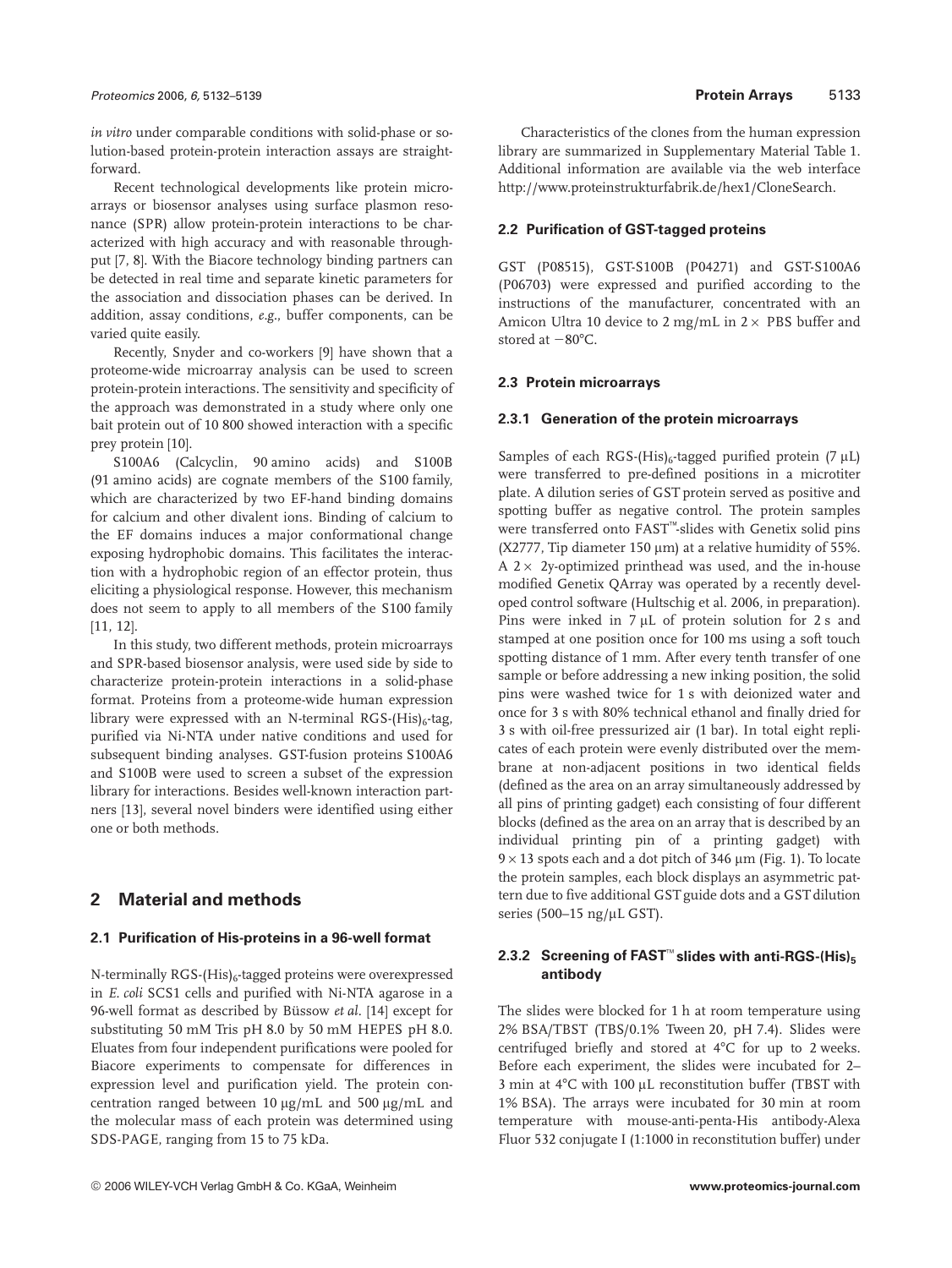*in vitro* under comparable conditions with solid-phase or solution-based protein-protein interaction assays are straightforward.

Recent technological developments like protein microarrays or biosensor analyses using surface plasmon resonance (SPR) allow protein-protein interactions to be characterized with high accuracy and with reasonable throughput [7, 8]. With the Biacore technology binding partners can be detected in real time and separate kinetic parameters for the association and dissociation phases can be derived. In addition, assay conditions, *e.g.*, buffer components, can be varied quite easily.

Recently, Snyder and co-workers [9] have shown that a proteome-wide microarray analysis can be used to screen protein-protein interactions. The sensitivity and specificity of the approach was demonstrated in a study where only one bait protein out of 10 800 showed interaction with a specific prey protein [10].

S100A6 (Calcyclin, 90 amino acids) and S100B (91 amino acids) are cognate members of the S100 family, which are characterized by two EF-hand binding domains for calcium and other divalent ions. Binding of calcium to the EF domains induces a major conformational change exposing hydrophobic domains. This facilitates the interaction with a hydrophobic region of an effector protein, thus eliciting a physiological response. However, this mechanism does not seem to apply to all members of the S100 family [11, 12].

In this study, two different methods, protein microarrays and SPR-based biosensor analysis, were used side by side to characterize protein-protein interactions in a solid-phase format. Proteins from a proteome-wide human expression library were expressed with an N-terminal RGS-$(His)_6$-tag, purified via Ni-NTA under native conditions and used for subsequent binding analyses. GST-fusion proteins S100A6 and S100B were used to screen a subset of the expression library for interactions. Besides well-known interaction partners [13], several novel binders were identified using either one or both methods.

## 2 Material and methods

### 2.1 Purification of His-proteins in a 96-well format

N-terminally RGS-$(His)_6$-tagged proteins were overexpressed in *E. coli* SCS1 cells and purified with Ni-NTA agarose in a 96-well format as described by Büssow *et al.* [14] except for substituting 50 mM Tris pH 8.0 by 50 mM HEPES pH 8.0. Eluates from four independent purifications were pooled for Biacore experiments to compensate for differences in expression level and purification yield. The protein concentration ranged between 10 μg/mL and 500 μg/mL and the molecular mass of each protein was determined using SDS-PAGE, ranging from 15 to 75 kDa.

Characteristics of the clones from the human expression library are summarized in Supplementary Material Table 1. Additional information are available via the web interface http://www.proteinstrukturfabrik.de/hex1/CloneSearch.

### 2.2 Purification of GST-tagged proteins

GST (P08515), GST-S100B (P04271) and GST-S100A6 (P06703) were expressed and purified according to the instructions of the manufacturer, concentrated with an Amicon Ultra 10 device to 2 mg/mL in 2× PBS buffer and stored at −80°C.

### 2.3 Protein microarrays

#### 2.3.1 Generation of the protein microarrays

Samples of each RGS-$(His)_6$-tagged purified protein (7 μL) were transferred to pre-defined positions in a microtiter plate. A dilution series of GST protein served as positive and spotting buffer as negative control. The protein samples were transferred onto FAST™-slides with Genetix solid pins (X2777, Tip diameter 150 μm) at a relative humidity of 55%. A 2× 2y-optimized printhead was used, and the in-house modified Genetix QArray was operated by a recently developed control software (Hultschig et al. 2006, in preparation). Pins were inked in 7 μL of protein solution for 2 s and stamped at one position once for 100 ms using a soft touch spotting distance of 1 mm. After every tenth transfer of one sample or before addressing a new inking position, the solid pins were washed twice for 1 s with deionized water and once for 3 s with 80% technical ethanol and finally dried for 3 s with oil-free pressurized air (1 bar). In total eight replicates of each protein were evenly distributed over the membrane at non-adjacent positions in two identical fields (defined as the area on an array simultaneously addressed by all pins of printing gadget) each consisting of four different blocks (defined as the area on an array that is described by an individual printing pin of a printing gadget) with 9 × 13 spots each and a dot pitch of 346 μm (Fig. 1). To locate the protein samples, each block displays an asymmetric pattern due to five additional GST guide dots and a GST dilution series (500–15 ng/μL GST).

#### 2.3.2 Screening of FAST™ slides with anti-RGS-$(His)_5$ antibody

The slides were blocked for 1 h at room temperature using 2% BSA/TBST (TBS/0.1% Tween 20, pH 7.4). Slides were centrifuged briefly and stored at 4°C for up to 2 weeks. Before each experiment, the slides were incubated for 2–3 min at 4°C with 100 μL reconstitution buffer (TBST with 1% BSA). The arrays were incubated for 30 min at room temperature with mouse-anti-penta-His antibody-Alexa Fluor 532 conjugate I (1:1000 in reconstitution buffer) under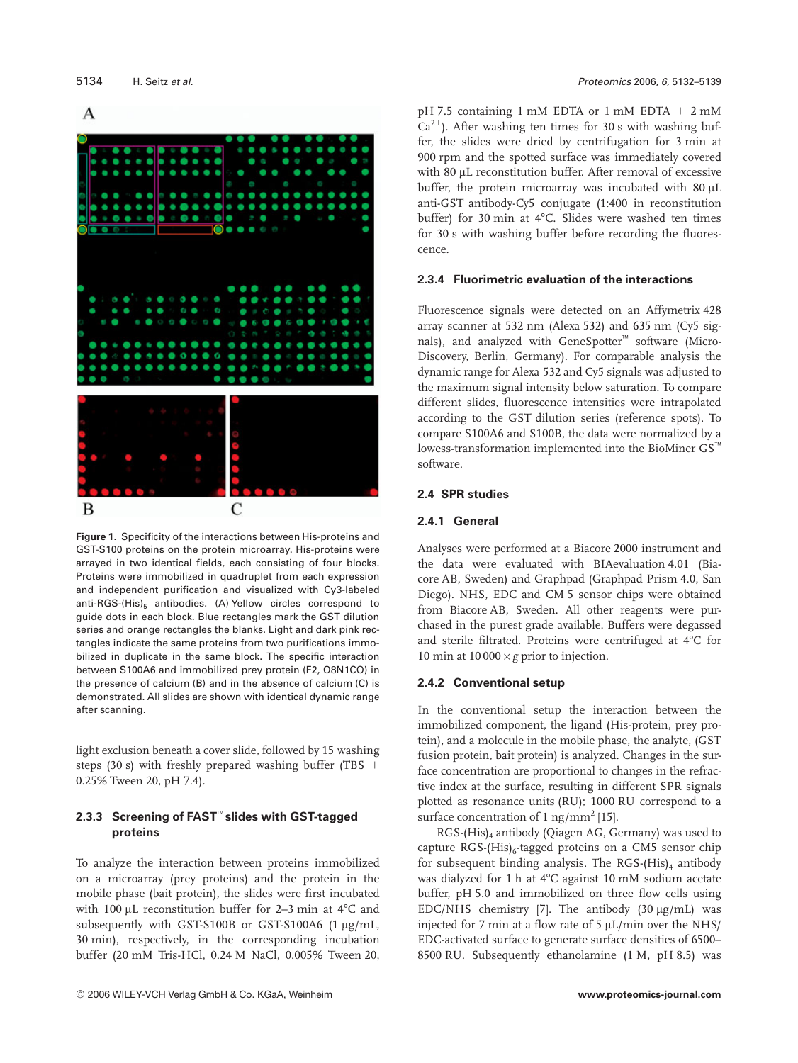Figure 1. Specificity of the interactions between His-proteins and GST-S100 proteins on the protein microarray. His-proteins were arrayed in two identical fields, each consisting of four blocks. Proteins were immobilized in quadruplet from each expression and independent purification and visualized with Cy3-labeled anti-RGS-$(His)_5$ antibodies. (A) Yellow circles correspond to guide dots in each block. Blue rectangles mark the GST dilution series and orange rectangles the blanks. Light and dark pink rectangles indicate the same proteins from two purifications immobilized in duplicate in the same block. The specific interaction between S100A6 and immobilized prey protein (F2, Q8N1CO) in the presence of calcium (B) and in the absence of calcium (C) is demonstrated. All slides are shown with identical dynamic range after scanning.

light exclusion beneath a cover slide, followed by 15 washing steps (30 s) with freshly prepared washing buffer (TBS + 0.25% Tween 20, pH 7.4).

#### 2.3.3 Screening of FAST™ slides with GST-tagged proteins

To analyze the interaction between proteins immobilized on a microarray (prey proteins) and the protein in the mobile phase (bait protein), the slides were first incubated with 100 µL reconstitution buffer for 2–3 min at 4°C and subsequently with GST-S100B or GST-S100A6 (1 µg/mL, 30 min), respectively, in the corresponding incubation buffer (20 mM Tris-HCl, 0.24 M NaCl, 0.005% Tween 20, pH 7.5 containing 1 mM EDTA or 1 mM EDTA + 2 mM $Ca^{2+}$). After washing ten times for 30 s with washing buffer, the slides were dried by centrifugation for 3 min at 900 rpm and the spotted surface was immediately covered with 80 µL reconstitution buffer. After removal of excessive buffer, the protein microarray was incubated with 80 µL anti-GST antibody-Cy5 conjugate (1:400 in reconstitution buffer) for 30 min at 4°C. Slides were washed ten times for 30 s with washing buffer before recording the fluorescence.

#### 2.3.4 Fluorimetric evaluation of the interactions

Fluorescence signals were detected on an Affymetrix 428 array scanner at 532 nm (Alexa 532) and 635 nm (Cy5 signals), and analyzed with GeneSpotter™ software (MicroDiscovery, Berlin, Germany). For comparable analysis the dynamic range for Alexa 532 and Cy5 signals was adjusted to the maximum signal intensity below saturation. To compare different slides, fluorescence intensities were intrapolated according to the GST dilution series (reference spots). To compare S100A6 and S100B, the data were normalized by a lowess-transformation implemented into the BioMiner GS™ software.

### 2.4 SPR studies

#### 2.4.1 General

Analyses were performed at a Biacore 2000 instrument and the data were evaluated with BIAevaluation 4.01 (Biacore AB, Sweden) and Graphpad (Graphpad Prism 4.0, San Diego). NHS, EDC and CM 5 sensor chips were obtained from Biacore AB, Sweden. All other reagents were purchased in the purest grade available. Buffers were degassed and sterile filtrated. Proteins were centrifuged at 4°C for 10 min at 10 000 × *g* prior to injection.

#### 2.4.2 Conventional setup

In the conventional setup the interaction between the immobilized component, the ligand (His-protein, prey protein), and a molecule in the mobile phase, the analyte, (GST fusion protein, bait protein) is analyzed. Changes in the surface concentration are proportional to changes in the refractive index at the surface, resulting in different SPR signals plotted as resonance units (RU); 1000 RU correspond to a surface concentration of 1 ng/mm$^2$ [15].

RGS-$(His)_4$ antibody (Qiagen AG, Germany) was used to capture RGS-$(His)_6$-tagged proteins on a CM5 sensor chip for subsequent binding analysis. The RGS-$(His)_4$ antibody was dialyzed for 1 h at 4°C against 10 mM sodium acetate buffer, pH 5.0 and immobilized on three flow cells using EDC/NHS chemistry [7]. The antibody (30 µg/mL) was injected for 7 min at a flow rate of 5 µL/min over the NHS/EDC-activated surface to generate surface densities of 6500–8500 RU. Subsequently ethanolamine (1 M, pH 8.5) was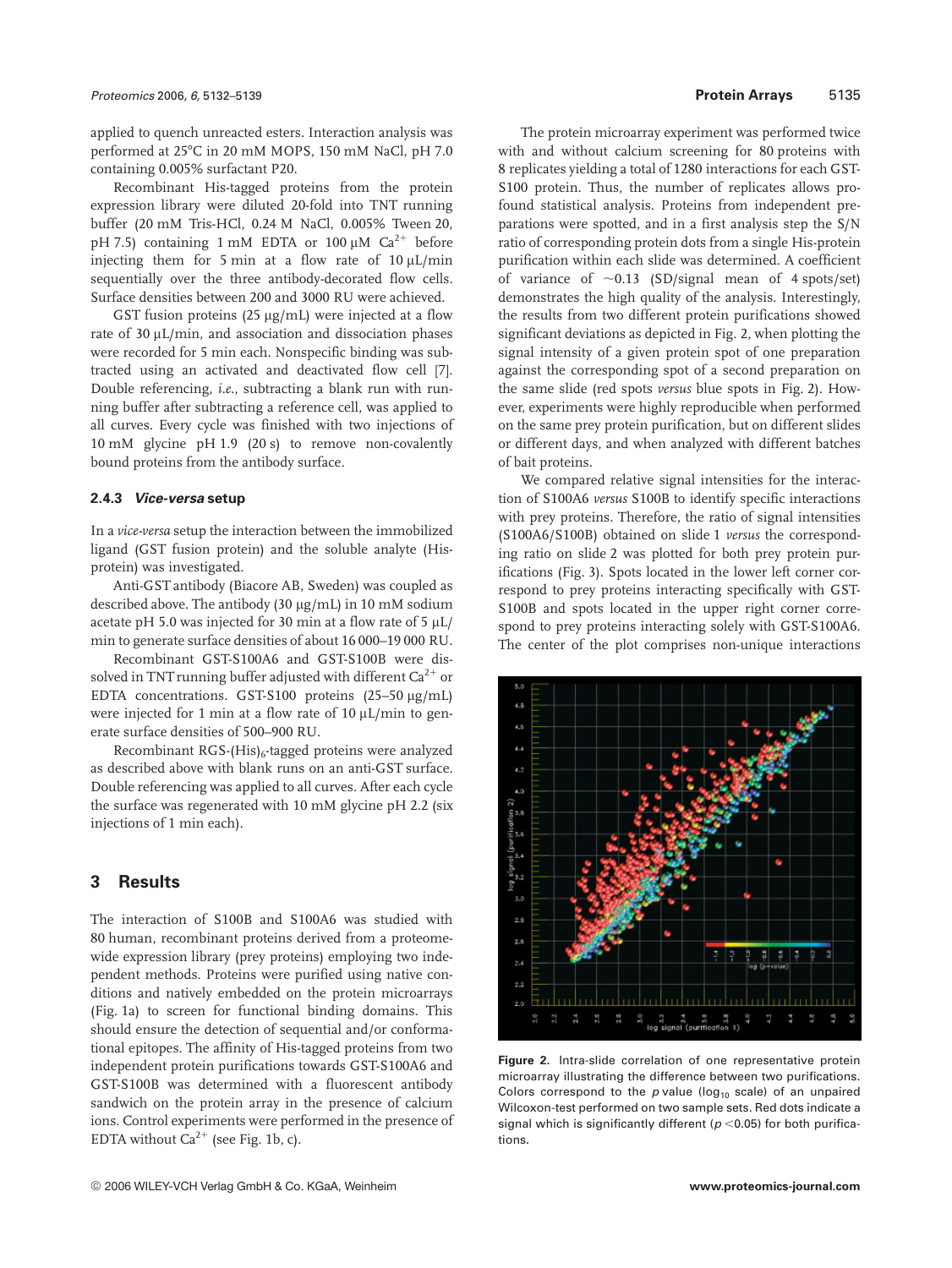applied to quench unreacted esters. Interaction analysis was performed at 25°C in 20 mM MOPS, 150 mM NaCl, pH 7.0 containing 0.005% surfactant P20.

Recombinant His-tagged proteins from the protein expression library were diluted 20-fold into TNT running buffer (20 mM Tris-HCl, 0.24 M NaCl, 0.005% Tween 20, pH 7.5) containing 1 mM EDTA or 100 μM $Ca^{2+}$ before injecting them for 5 min at a flow rate of 10 μL/min sequentially over the three antibody-decorated flow cells. Surface densities between 200 and 3000 RU were achieved.

GST fusion proteins (25 μg/mL) were injected at a flow rate of 30 μL/min, and association and dissociation phases were recorded for 5 min each. Nonspecific binding was subtracted using an activated and deactivated flow cell [7]. Double referencing, *i.e.*, subtracting a blank run with running buffer after subtracting a reference cell, was applied to all curves. Every cycle was finished with two injections of 10 mM glycine pH 1.9 (20 s) to remove non-covalently bound proteins from the antibody surface.

### 2.4.3 *Vice-versa* setup

In a *vice-versa* setup the interaction between the immobilized ligand (GST fusion protein) and the soluble analyte (His-protein) was investigated.

Anti-GST antibody (Biacore AB, Sweden) was coupled as described above. The antibody (30 μg/mL) in 10 mM sodium acetate pH 5.0 was injected for 30 min at a flow rate of 5 μL/min to generate surface densities of about 16 000–19 000 RU.

Recombinant GST-S100A6 and GST-S100B were dissolved in TNT running buffer adjusted with different $Ca^{2+}$ or EDTA concentrations. GST-S100 proteins (25–50 μg/mL) were injected for 1 min at a flow rate of 10 μL/min to generate surface densities of 500–900 RU.

Recombinant RGS-$(His)_6$-tagged proteins were analyzed as described above with blank runs on an anti-GST surface. Double referencing was applied to all curves. After each cycle the surface was regenerated with 10 mM glycine pH 2.2 (six injections of 1 min each).

## 3 Results

The interaction of S100B and S100A6 was studied with 80 human, recombinant proteins derived from a proteome-wide expression library (prey proteins) employing two independent methods. Proteins were purified using native conditions and natively embedded on the protein microarrays (Fig. 1a) to screen for functional binding domains. This should ensure the detection of sequential and/or conformational epitopes. The affinity of His-tagged proteins from two independent protein purifications towards GST-S100A6 and GST-S100B was determined with a fluorescent antibody sandwich on the protein array in the presence of calcium ions. Control experiments were performed in the presence of EDTA without $Ca^{2+}$ (see Fig. 1b, c).

The protein microarray experiment was performed twice with and without calcium screening for 80 proteins with 8 replicates yielding a total of 1280 interactions for each GST-S100 protein. Thus, the number of replicates allows profound statistical analysis. Proteins from independent preparations were spotted, and in a first analysis step the S/N ratio of corresponding protein dots from a single His-protein purification within each slide was determined. A coefficient of variance of ~0.13 (SD/signal mean of 4 spots/set) demonstrates the high quality of the analysis. Interestingly, the results from two different protein purifications showed significant deviations as depicted in Fig. 2, when plotting the signal intensity of a given protein spot of one preparation against the corresponding spot of a second preparation on the same slide (red spots *versus* blue spots in Fig. 2). However, experiments were highly reproducible when performed on the same prey protein purification, but on different slides or different days, and when analyzed with different batches of bait proteins.

We compared relative signal intensities for the interaction of S100A6 *versus* S100B to identify specific interactions with prey proteins. Therefore, the ratio of signal intensities (S100A6/S100B) obtained on slide 1 *versus* the corresponding ratio on slide 2 was plotted for both prey protein purifications (Fig. 3). Spots located in the lower left corner correspond to prey proteins interacting specifically with GST-S100B and spots located in the upper right corner correspond to prey proteins interacting solely with GST-S100A6. The center of the plot comprises non-unique interactions

**Figure 2.** Intra-slide correlation of one representative protein microarray illustrating the difference between two purifications. Colors correspond to the *p* value ($\log_{10}$ scale) of an unpaired Wilcoxon-test performed on two sample sets. Red dots indicate a signal which is significantly different ($p < 0.05$) for both purifications.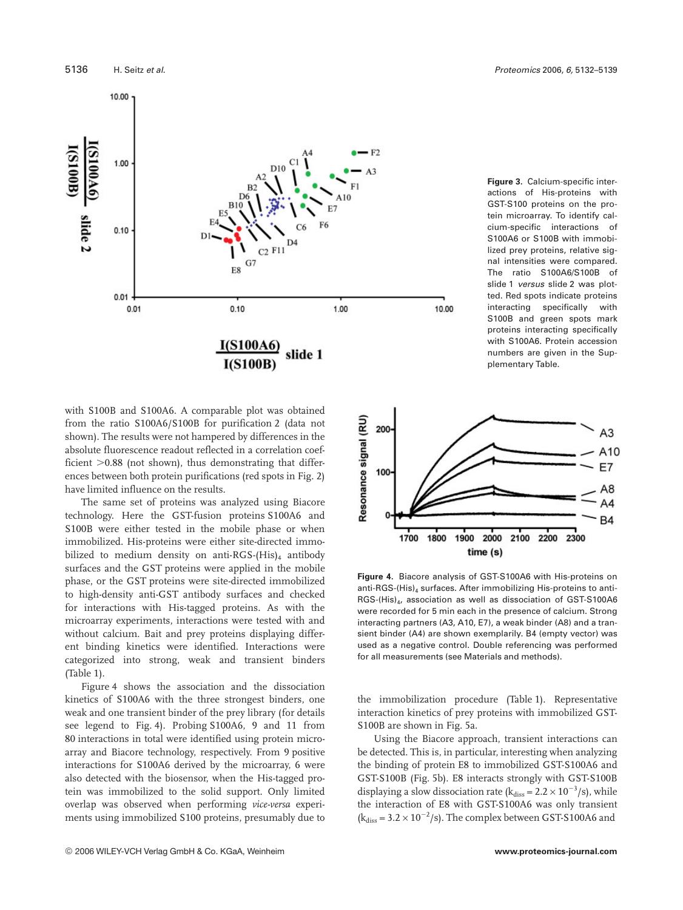**Figure 3.** Calcium-specific interactions of His-proteins with GST-S100 proteins on the protein microarray. To identify calcium-specific interactions of S100A6 or S100B with immobilized prey proteins, relative signal intensities were compared. The ratio S100A6/S100B of slide 1 *versus* slide 2 was plotted. Red spots indicate proteins interacting specifically with S100B and green spots mark proteins interacting specifically with S100A6. Protein accession numbers are given in the Supplementary Table.

with S100B and S100A6. A comparable plot was obtained from the ratio S100A6/S100B for purification 2 (data not shown). The results were not hampered by differences in the absolute fluorescence readout reflected in a correlation coefficient >0.88 (not shown), thus demonstrating that differences between both protein purifications (red spots in Fig. 2) have limited influence on the results.

The same set of proteins was analyzed using Biacore technology. Here the GST-fusion proteins S100A6 and S100B were either tested in the mobile phase or when immobilized. His-proteins were either site-directed immobilized to medium density on anti-RGS-$(His)_4$ antibody surfaces and the GST proteins were applied in the mobile phase, or the GST proteins were site-directed immobilized to high-density anti-GST antibody surfaces and checked for interactions with His-tagged proteins. As with the microarray experiments, interactions were tested with and without calcium. Bait and prey proteins displaying different binding kinetics were identified. Interactions were categorized into strong, weak and transient binders (Table 1).

Figure 4 shows the association and the dissociation kinetics of S100A6 with the three strongest binders, one weak and one transient binder of the prey library (for details see legend to Fig. 4). Probing S100A6, 9 and 11 from 80 interactions in total were identified using protein microarray and Biacore technology, respectively. From 9 positive interactions for S100A6 derived by the microarray, 6 were also detected with the biosensor, when the His-tagged protein was immobilized to the solid support. Only limited overlap was observed when performing *vice-versa* experiments using immobilized S100 proteins, presumably due to the immobilization procedure (Table 1). Representative interaction kinetics of prey proteins with immobilized GST-S100B are shown in Fig. 5a.

**Figure 4.** Biacore analysis of GST-S100A6 with His-proteins on anti-RGS-$(His)_4$ surfaces. After immobilizing His-proteins to anti-RGS-$(His)_4$, association as well as dissociation of GST-S100A6 were recorded for 5 min each in the presence of calcium. Strong interacting partners (A3, A10, E7), a weak binder (A8) and a transient binder (A4) are shown exemplarily. B4 (empty vector) was used as a negative control. Double referencing was performed for all measurements (see Materials and methods).

Using the Biacore approach, transient interactions can be detected. This is, in particular, interesting when analyzing the binding of protein E8 to immobilized GST-S100A6 and GST-S100B (Fig. 5b). E8 interacts strongly with GST-S100B displaying a slow dissociation rate ($k_{diss} = 2.2 \times 10^{-3}$/s), while the interaction of E8 with GST-S100A6 was only transient ($k_{diss} = 3.2 \times 10^{-2}$/s). The complex between GST-S100A6 and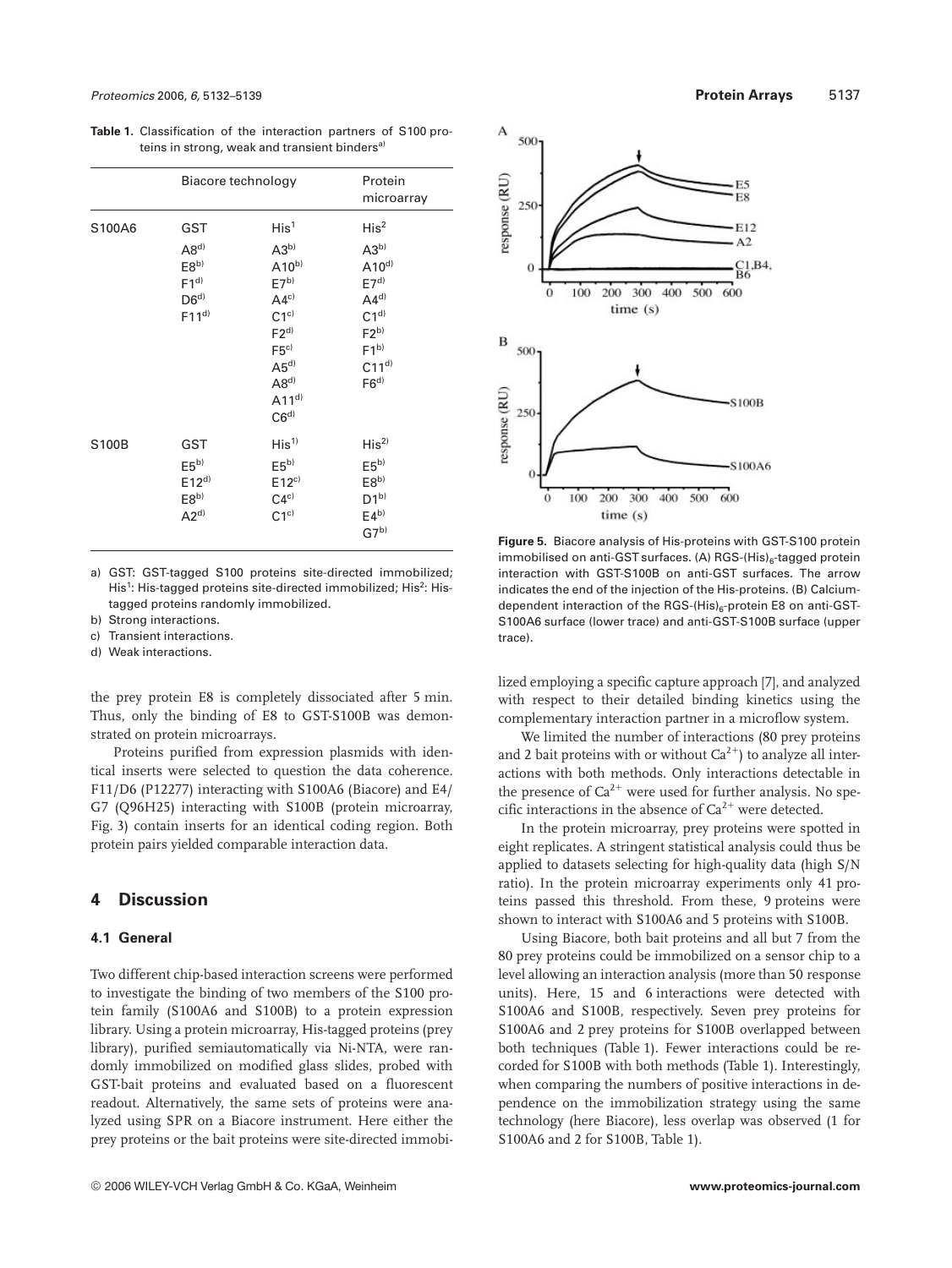**Table 1.** Classification of the interaction partners of S100 proteins in strong, weak and transient binders[a)]

| | Biacore technology | | Protein microarray |
|---|---|---|---|
| S100A6 | GST | His[1] | His[2] |
| | A8[d)] | A3[b)] | A3[b)] |
| | E8[b)] | A10[b)] | A10[d)] |
| | F1[d)] | E7[b)] | E7[d)] |
| | D6[d)] | A4[c)] | A4[d)] |
| | F11[d)] | C1[c)] | C1[d)] |
| | | F2[d)] | F2[b)] |
| | | F5[c)] | F1[b)] |
| | | A5[d)] | C11[d)] |
| | | A8[d)] | F6[d)] |
| | | A11[d)] | |
| | | C6[d)] | |
| S100B | GST | His[1)] | His[2)] |
| | E5[b)] | E5[b)] | E5[b)] |
| | E12[d)] | E12[c)] | E8[b)] |
| | E8[b)] | C4[c)] | D1[b)] |
| | A2[d)] | C1[c)] | E4[b)] |
| | | | G7[b)] |

a) GST: GST-tagged S100 proteins site-directed immobilized; His[1]: His-tagged proteins site-directed immobilized; His[2]: His-tagged proteins randomly immobilized.

b) Strong interactions.

c) Transient interactions.

d) Weak interactions.

the prey protein E8 is completely dissociated after 5 min. Thus, only the binding of E8 to GST-S100B was demonstrated on protein microarrays.

Proteins purified from expression plasmids with identical inserts were selected to question the data coherence. F11/D6 (P12277) interacting with S100A6 (Biacore) and E4/G7 (Q96H25) interacting with S100B (protein microarray, Fig. 3) contain inserts for an identical coding region. Both protein pairs yielded comparable interaction data.

## 4 Discussion

### 4.1 General

Two different chip-based interaction screens were performed to investigate the binding of two members of the S100 protein family (S100A6 and S100B) to a protein expression library. Using a protein microarray, His-tagged proteins (prey library), purified semiautomatically via Ni-NTA, were randomly immobilized on modified glass slides, probed with GST-bait proteins and evaluated based on a fluorescent readout. Alternatively, the same sets of proteins were analyzed using SPR on a Biacore instrument. Here either the prey proteins or the bait proteins were site-directed immobilized employing a specific capture approach [7], and analyzed with respect to their detailed binding kinetics using the complementary interaction partner in a microflow system.

**Figure 5.** Biacore analysis of His-proteins with GST-S100 protein immobilised on anti-GST surfaces. (A) RGS-$(His)_6$-tagged protein interaction with GST-S100B on anti-GST surfaces. The arrow indicates the end of the injection of the His-proteins. (B) Calcium-dependent interaction of the RGS-$(His)_6$-protein E8 on anti-GST-S100A6 surface (lower trace) and anti-GST-S100B surface (upper trace).

We limited the number of interactions (80 prey proteins and 2 bait proteins with or without $Ca^{2+}$) to analyze all interactions with both methods. Only interactions detectable in the presence of $Ca^{2+}$ were used for further analysis. No specific interactions in the absence of $Ca^{2+}$ were detected.

In the protein microarray, prey proteins were spotted in eight replicates. A stringent statistical analysis could thus be applied to datasets selecting for high-quality data (high S/N ratio). In the protein microarray experiments only 41 proteins passed this threshold. From these, 9 proteins were shown to interact with S100A6 and 5 proteins with S100B.

Using Biacore, both bait proteins and all but 7 from the 80 prey proteins could be immobilized on a sensor chip to a level allowing an interaction analysis (more than 50 response units). Here, 15 and 6 interactions were detected with S100A6 and S100B, respectively. Seven prey proteins for S100A6 and 2 prey proteins for S100B overlapped between both techniques (Table 1). Fewer interactions could be recorded for S100B with both methods (Table 1). Interestingly, when comparing the numbers of positive interactions in dependence on the immobilization strategy using the same technology (here Biacore), less overlap was observed (1 for S100A6 and 2 for S100B, Table 1).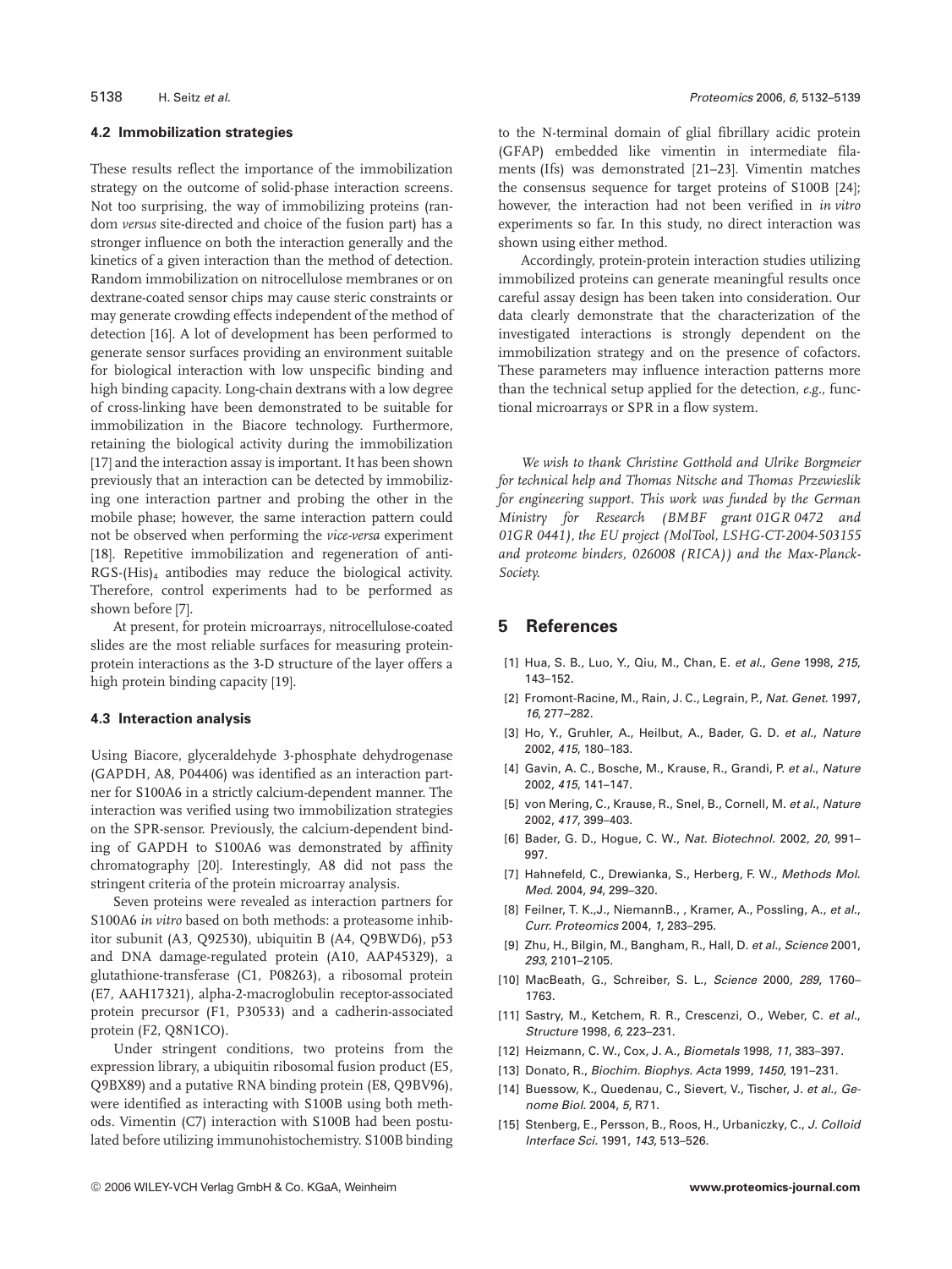### 4.2 Immobilization strategies

These results reflect the importance of the immobilization strategy on the outcome of solid-phase interaction screens. Not too surprising, the way of immobilizing proteins (random *versus* site-directed and choice of the fusion part) has a stronger influence on both the interaction generally and the kinetics of a given interaction than the method of detection. Random immobilization on nitrocellulose membranes or on dextrane-coated sensor chips may cause steric constraints or may generate crowding effects independent of the method of detection [16]. A lot of development has been performed to generate sensor surfaces providing an environment suitable for biological interaction with low unspecific binding and high binding capacity. Long-chain dextrans with a low degree of cross-linking have been demonstrated to be suitable for immobilization in the Biacore technology. Furthermore, retaining the biological activity during the immobilization [17] and the interaction assay is important. It has been shown previously that an interaction can be detected by immobilizing one interaction partner and probing the other in the mobile phase; however, the same interaction pattern could not be observed when performing the *vice-versa* experiment [18]. Repetitive immobilization and regeneration of anti-RGS-$(His)_4$ antibodies may reduce the biological activity. Therefore, control experiments had to be performed as shown before [7].

At present, for protein microarrays, nitrocellulose-coated slides are the most reliable surfaces for measuring protein-protein interactions as the 3-D structure of the layer offers a high protein binding capacity [19].

### 4.3 Interaction analysis

Using Biacore, glyceraldehyde 3-phosphate dehydrogenase (GAPDH, A8, P04406) was identified as an interaction partner for S100A6 in a strictly calcium-dependent manner. The interaction was verified using two immobilization strategies on the SPR-sensor. Previously, the calcium-dependent binding of GAPDH to S100A6 was demonstrated by affinity chromatography [20]. Interestingly, A8 did not pass the stringent criteria of the protein microarray analysis.

Seven proteins were revealed as interaction partners for S100A6 *in vitro* based on both methods: a proteasome inhibitor subunit (A3, Q92530), ubiquitin B (A4, Q9BWD6), p53 and DNA damage-regulated protein (A10, AAP45329), a glutathione-transferase (C1, P08263), a ribosomal protein (E7, AAH17321), alpha-2-macroglobulin receptor-associated protein precursor (F1, P30533) and a cadherin-associated protein (F2, Q8N1CO).

Under stringent conditions, two proteins from the expression library, a ubiquitin ribosomal fusion product (E5, Q9BX89) and a putative RNA binding protein (E8, Q9BV96), were identified as interacting with S100B using both methods. Vimentin (C7) interaction with S100B had been postulated before utilizing immunohistochemistry. S100B binding to the N-terminal domain of glial fibrillary acidic protein (GFAP) embedded like vimentin in intermediate filaments (Ifs) was demonstrated [21–23]. Vimentin matches the consensus sequence for target proteins of S100B [24]; however, the interaction had not been verified in *in vitro* experiments so far. In this study, no direct interaction was shown using either method.

Accordingly, protein-protein interaction studies utilizing immobilized proteins can generate meaningful results once careful assay design has been taken into consideration. Our data clearly demonstrate that the characterization of the investigated interactions is strongly dependent on the immobilization strategy and on the presence of cofactors. These parameters may influence interaction patterns more than the technical setup applied for the detection, *e.g.*, functional microarrays or SPR in a flow system.

*We wish to thank Christine Gotthold and Ulrike Borgmeier for technical help and Thomas Nitsche and Thomas Przewieslik for engineering support. This work was funded by the German Ministry for Research (BMBF grant 01GR 0472 and 01GR 0441), the EU project (MolTool, LSHG-CT-2004-503155 and proteome binders, 026008 (RICA)) and the Max-Planck-Society.*

## 5 References

[1] Hua, S. B., Luo, Y., Qiu, M., Chan, E. *et al.*, *Gene* 1998, *215*, 143–152.

[2] Fromont-Racine, M., Rain, J. C., Legrain, P., *Nat. Genet.* 1997, *16*, 277–282.

[3] Ho, Y., Gruhler, A., Heilbut, A., Bader, G. D. *et al.*, *Nature* 2002, *415*, 180–183.

[4] Gavin, A. C., Bosche, M., Krause, R., Grandi, P. *et al.*, *Nature* 2002, *415*, 141–147.

[5] von Mering, C., Krause, R., Snel, B., Cornell, M. *et al.*, *Nature* 2002, *417*, 399–403.

[6] Bader, G. D., Hogue, C. W., *Nat. Biotechnol.* 2002, *20*, 991–997.

[7] Hahnefeld, C., Drewianka, S., Herberg, F. W., *Methods Mol. Med.* 2004, *94*, 299–320.

[8] Feilner, T. K.,J., NiemannB., , Kramer, A., Possling, A., *et al.*, *Curr. Proteomics* 2004, *1*, 283–295.

[9] Zhu, H., Bilgin, M., Bangham, R., Hall, D. *et al.*, *Science* 2001, *293*, 2101–2105.

[10] MacBeath, G., Schreiber, S. L., *Science* 2000, *289*, 1760–1763.

[11] Sastry, M., Ketchem, R. R., Crescenzi, O., Weber, C. *et al.*, *Structure* 1998, *6*, 223–231.

[12] Heizmann, C. W., Cox, J. A., *Biometals* 1998, *11*, 383–397.

[13] Donato, R., *Biochim. Biophys. Acta* 1999, *1450*, 191–231.

[14] Buessow, K., Quedenau, C., Sievert, V., Tischer, J. *et al.*, *Genome Biol.* 2004, *5*, R71.

[15] Stenberg, E., Persson, B., Roos, H., Urbaniczky, C., *J. Colloid Interface Sci.* 1991, *143*, 513–526.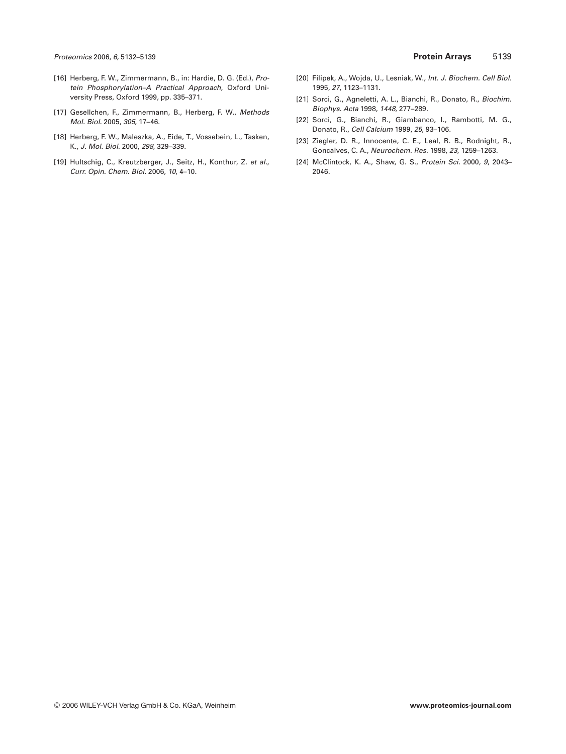[16] Herberg, F. W., Zimmermann, B., in: Hardie, D. G. (Ed.), *Protein Phosphorylation–A Practical Approach*, Oxford University Press, Oxford 1999, pp. 335–371.

[17] Gesellchen, F., Zimmermann, B., Herberg, F. W., *Methods Mol. Biol.* 2005, *305*, 17–46.

[18] Herberg, F. W., Maleszka, A., Eide, T., Vossebein, L., Tasken, K., *J. Mol. Biol.* 2000, *298*, 329–339.

[19] Hultschig, C., Kreutzberger, J., Seitz, H., Konthur, Z. *et al.*, *Curr. Opin. Chem. Biol.* 2006, *10*, 4–10.

[20] Filipek, A., Wojda, U., Lesniak, W., *Int. J. Biochem. Cell Biol.* 1995, *27*, 1123–1131.

[21] Sorci, G., Agneletti, A. L., Bianchi, R., Donato, R., *Biochim. Biophys. Acta* 1998, *1448*, 277–289.

[22] Sorci, G., Bianchi, R., Giambanco, I., Rambotti, M. G., Donato, R., *Cell Calcium* 1999, *25*, 93–106.

[23] Ziegler, D. R., Innocente, C. E., Leal, R. B., Rodnight, R., Goncalves, C. A., *Neurochem. Res.* 1998, *23*, 1259–1263.

[24] McClintock, K. A., Shaw, G. S., *Protein Sci.* 2000, *9*, 2043–2046.